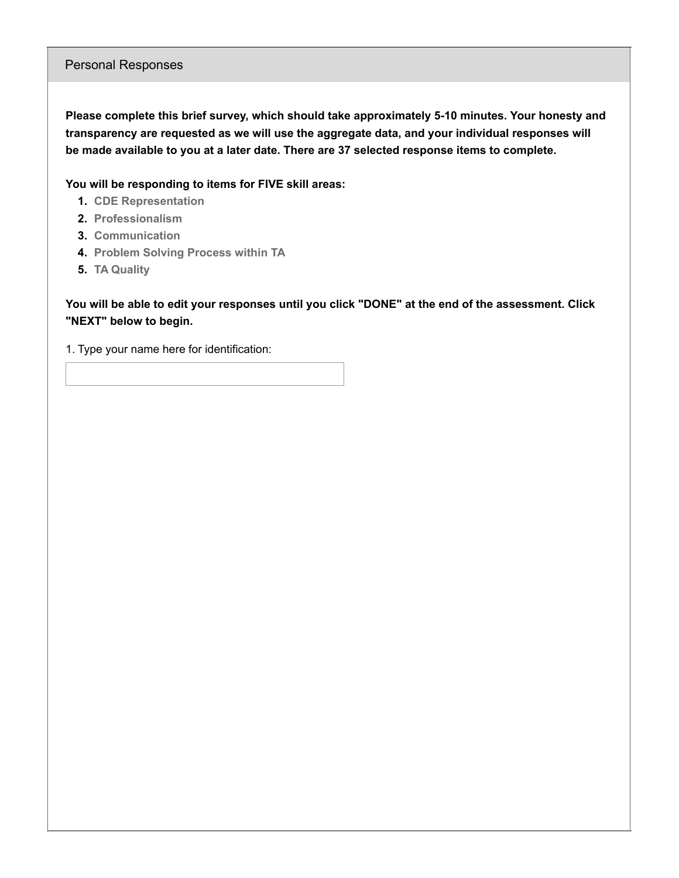## Personal Responses

**Please complete this brief survey, which should take approximately 5-10 minutes. Your honesty and transparency are requested as we will use the aggregate data, and your individual responses will be made available to you at a later date. There are 37 selected response items to complete.**

**You will be responding to items for FIVE skill areas:**

1. **CDE Representation**
2. **Professionalism**
3. **Communication**
4. **Problem Solving Process within TA**
5. **TA Quality**

**You will be able to edit your responses until you click "DONE" at the end of the assessment. Click "NEXT" below to begin.**

1. Type your name here for identification: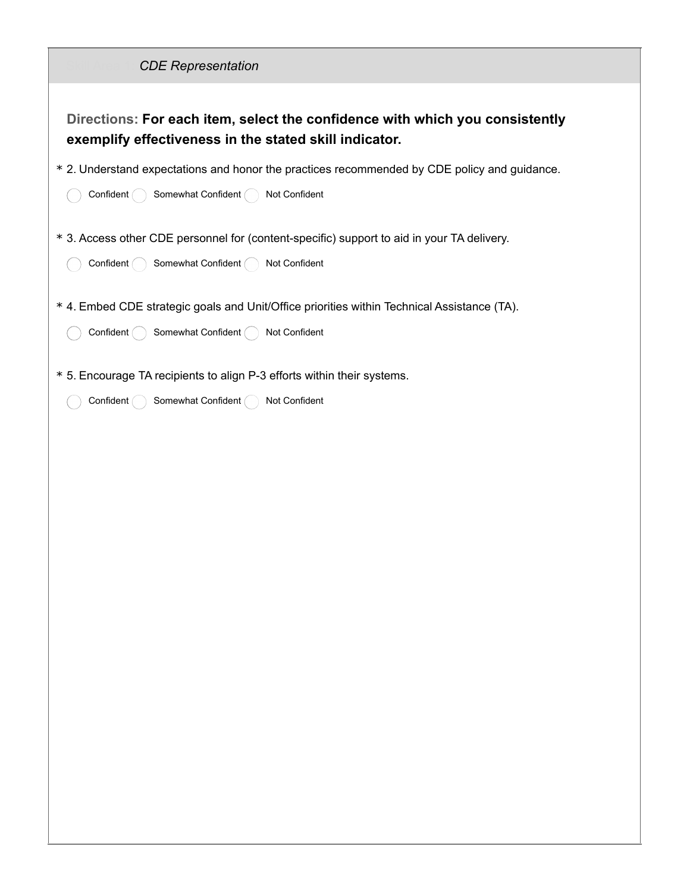## Skill Area 1: *CDE Representation*

**Directions: For each item, select the confidence with which you consistently exemplify effectiveness in the stated skill indicator.**

\* 2. Understand expectations and honor the practices recommended by CDE policy and guidance.

◯ Confident ◯ Somewhat Confident ◯ Not Confident

\* 3. Access other CDE personnel for (content-specific) support to aid in your TA delivery.

◯ Confident ◯ Somewhat Confident ◯ Not Confident

\* 4. Embed CDE strategic goals and Unit/Office priorities within Technical Assistance (TA).

◯ Confident ◯ Somewhat Confident ◯ Not Confident

\* 5. Encourage TA recipients to align P-3 efforts within their systems.

◯ Confident ◯ Somewhat Confident ◯ Not Confident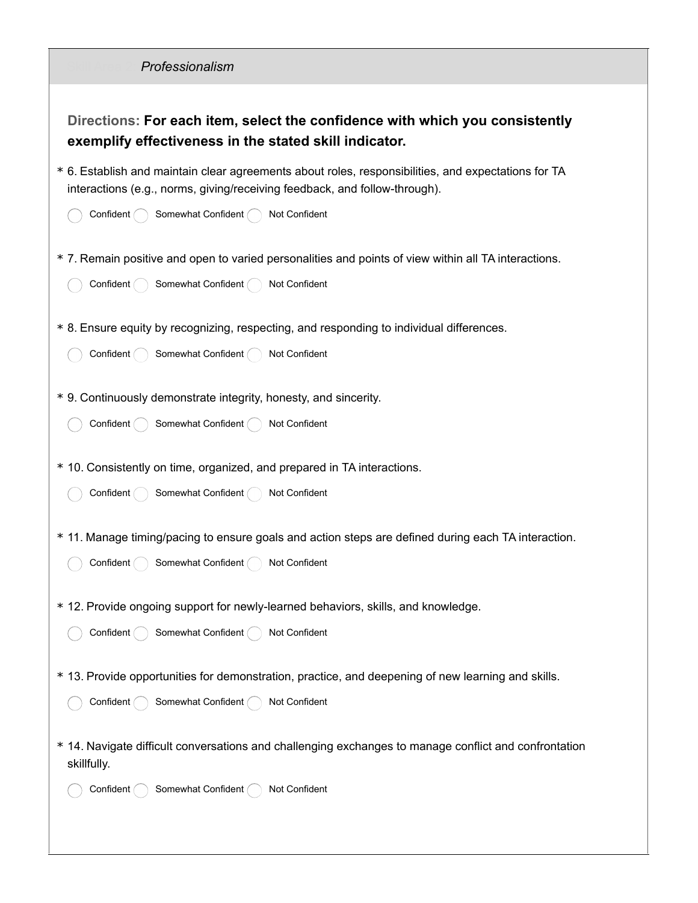## *Professionalism*

**Directions: For each item, select the confidence with which you consistently exemplify effectiveness in the stated skill indicator.**

\* 6. Establish and maintain clear agreements about roles, responsibilities, and expectations for TA interactions (e.g., norms, giving/receiving feedback, and follow-through).

◯ Confident ◯ Somewhat Confident ◯ Not Confident

\* 7. Remain positive and open to varied personalities and points of view within all TA interactions.

◯ Confident ◯ Somewhat Confident ◯ Not Confident

\* 8. Ensure equity by recognizing, respecting, and responding to individual differences.

◯ Confident ◯ Somewhat Confident ◯ Not Confident

\* 9. Continuously demonstrate integrity, honesty, and sincerity.

◯ Confident ◯ Somewhat Confident ◯ Not Confident

\* 10. Consistently on time, organized, and prepared in TA interactions.

◯ Confident ◯ Somewhat Confident ◯ Not Confident

\* 11. Manage timing/pacing to ensure goals and action steps are defined during each TA interaction.

◯ Confident ◯ Somewhat Confident ◯ Not Confident

\* 12. Provide ongoing support for newly-learned behaviors, skills, and knowledge.

◯ Confident ◯ Somewhat Confident ◯ Not Confident

\* 13. Provide opportunities for demonstration, practice, and deepening of new learning and skills.

◯ Confident ◯ Somewhat Confident ◯ Not Confident

\* 14. Navigate difficult conversations and challenging exchanges to manage conflict and confrontation skillfully.

◯ Confident ◯ Somewhat Confident ◯ Not Confident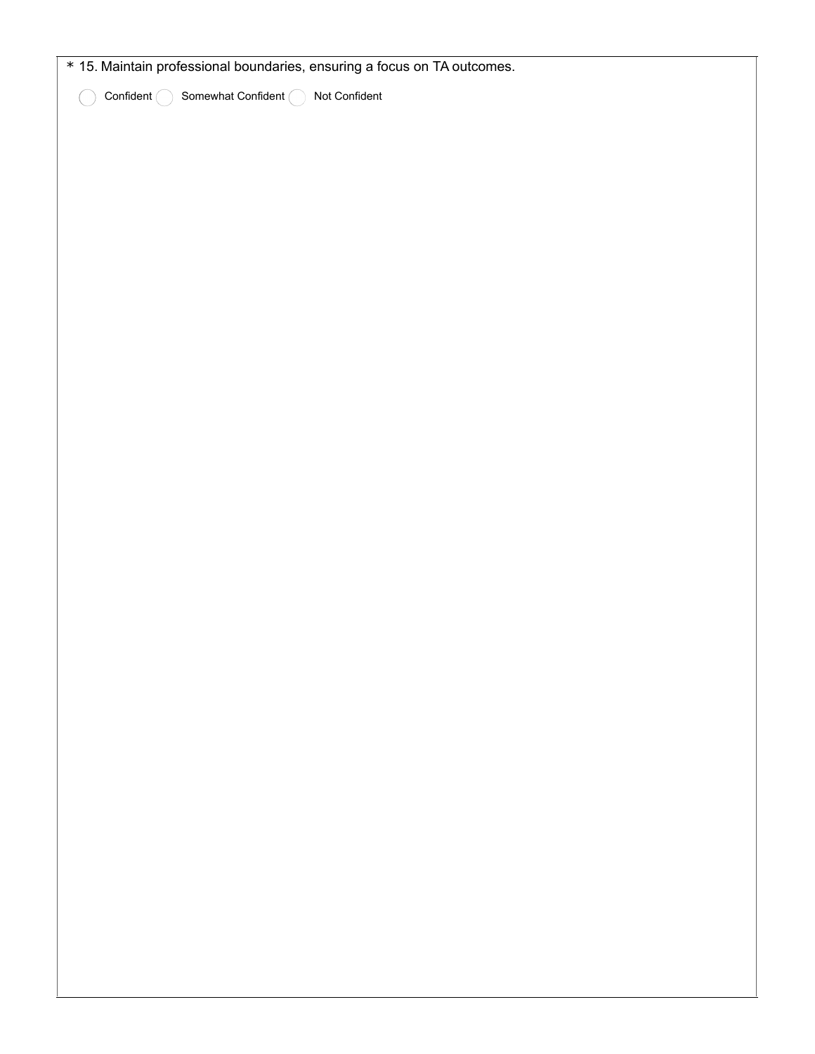* 15. Maintain professional boundaries, ensuring a focus on TA outcomes.

- ◯ Confident
- ◯ Somewhat Confident
- ◯ Not Confident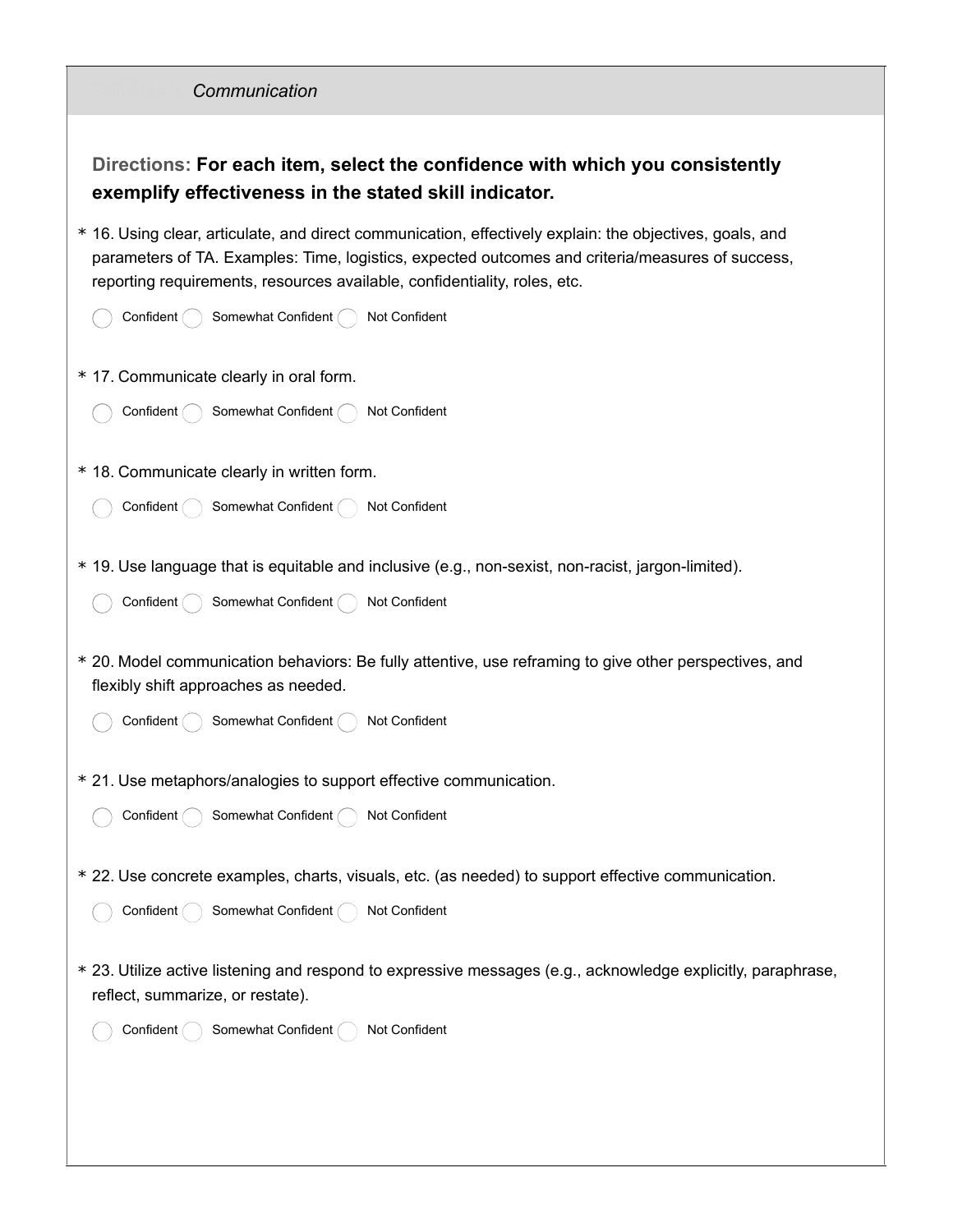## Communication

**Directions: For each item, select the confidence with which you consistently exemplify effectiveness in the stated skill indicator.**

* 16. Using clear, articulate, and direct communication, effectively explain: the objectives, goals, and parameters of TA. Examples: Time, logistics, expected outcomes and criteria/measures of success, reporting requirements, resources available, confidentiality, roles, etc.

  ◯ Confident ◯ Somewhat Confident ◯ Not Confident

* 17. Communicate clearly in oral form.

  ◯ Confident ◯ Somewhat Confident ◯ Not Confident

* 18. Communicate clearly in written form.

  ◯ Confident ◯ Somewhat Confident ◯ Not Confident

* 19. Use language that is equitable and inclusive (e.g., non-sexist, non-racist, jargon-limited).

  ◯ Confident ◯ Somewhat Confident ◯ Not Confident

* 20. Model communication behaviors: Be fully attentive, use reframing to give other perspectives, and flexibly shift approaches as needed.

  ◯ Confident ◯ Somewhat Confident ◯ Not Confident

* 21. Use metaphors/analogies to support effective communication.

  ◯ Confident ◯ Somewhat Confident ◯ Not Confident

* 22. Use concrete examples, charts, visuals, etc. (as needed) to support effective communication.

  ◯ Confident ◯ Somewhat Confident ◯ Not Confident

* 23. Utilize active listening and respond to expressive messages (e.g., acknowledge explicitly, paraphrase, reflect, summarize, or restate).

  ◯ Confident ◯ Somewhat Confident ◯ Not Confident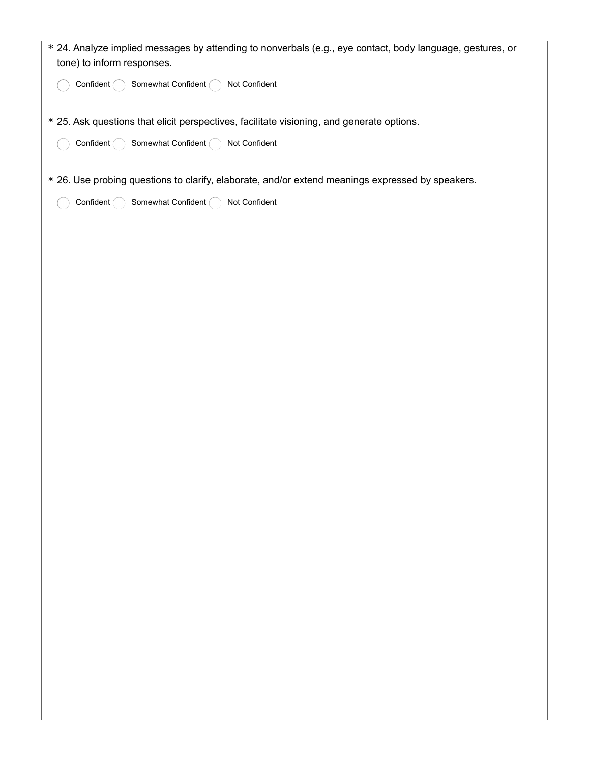\* 24. Analyze implied messages by attending to nonverbals (e.g., eye contact, body language, gestures, or tone) to inform responses.

◯ Confident ◯ Somewhat Confident ◯ Not Confident

\* 25. Ask questions that elicit perspectives, facilitate visioning, and generate options.

◯ Confident ◯ Somewhat Confident ◯ Not Confident

\* 26. Use probing questions to clarify, elaborate, and/or extend meanings expressed by speakers.

◯ Confident ◯ Somewhat Confident ◯ Not Confident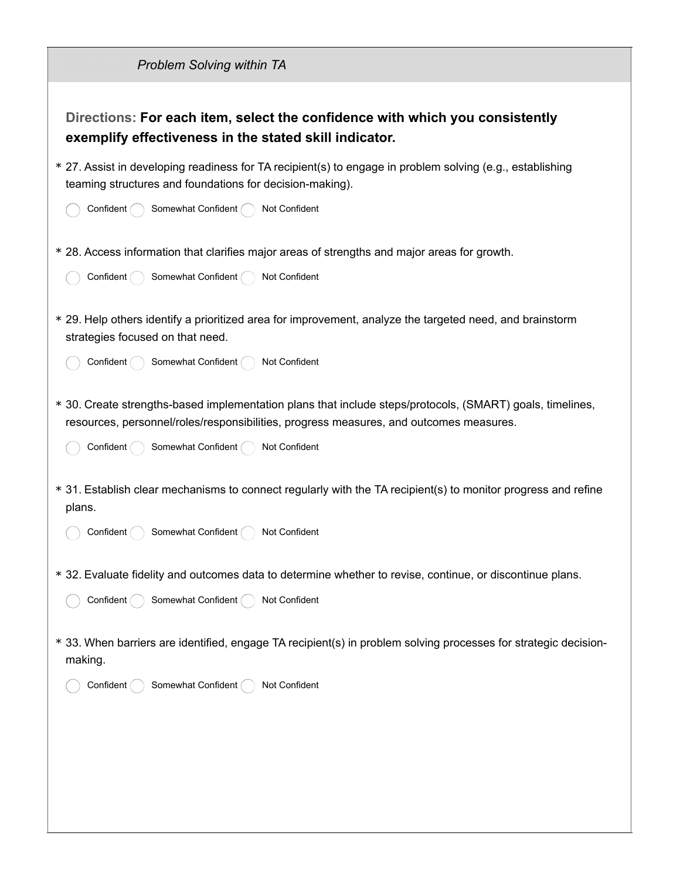## *Problem Solving within TA*

**Directions: For each item, select the confidence with which you consistently exemplify effectiveness in the stated skill indicator.**

\* 27. Assist in developing readiness for TA recipient(s) to engage in problem solving (e.g., establishing teaming structures and foundations for decision-making).

◯ Confident ◯ Somewhat Confident ◯ Not Confident

\* 28. Access information that clarifies major areas of strengths and major areas for growth.

◯ Confident ◯ Somewhat Confident ◯ Not Confident

\* 29. Help others identify a prioritized area for improvement, analyze the targeted need, and brainstorm strategies focused on that need.

◯ Confident ◯ Somewhat Confident ◯ Not Confident

\* 30. Create strengths-based implementation plans that include steps/protocols, (SMART) goals, timelines, resources, personnel/roles/responsibilities, progress measures, and outcomes measures.

◯ Confident ◯ Somewhat Confident ◯ Not Confident

\* 31. Establish clear mechanisms to connect regularly with the TA recipient(s) to monitor progress and refine plans.

◯ Confident ◯ Somewhat Confident ◯ Not Confident

\* 32. Evaluate fidelity and outcomes data to determine whether to revise, continue, or discontinue plans.

◯ Confident ◯ Somewhat Confident ◯ Not Confident

\* 33. When barriers are identified, engage TA recipient(s) in problem solving processes for strategic decision-making.

◯ Confident ◯ Somewhat Confident ◯ Not Confident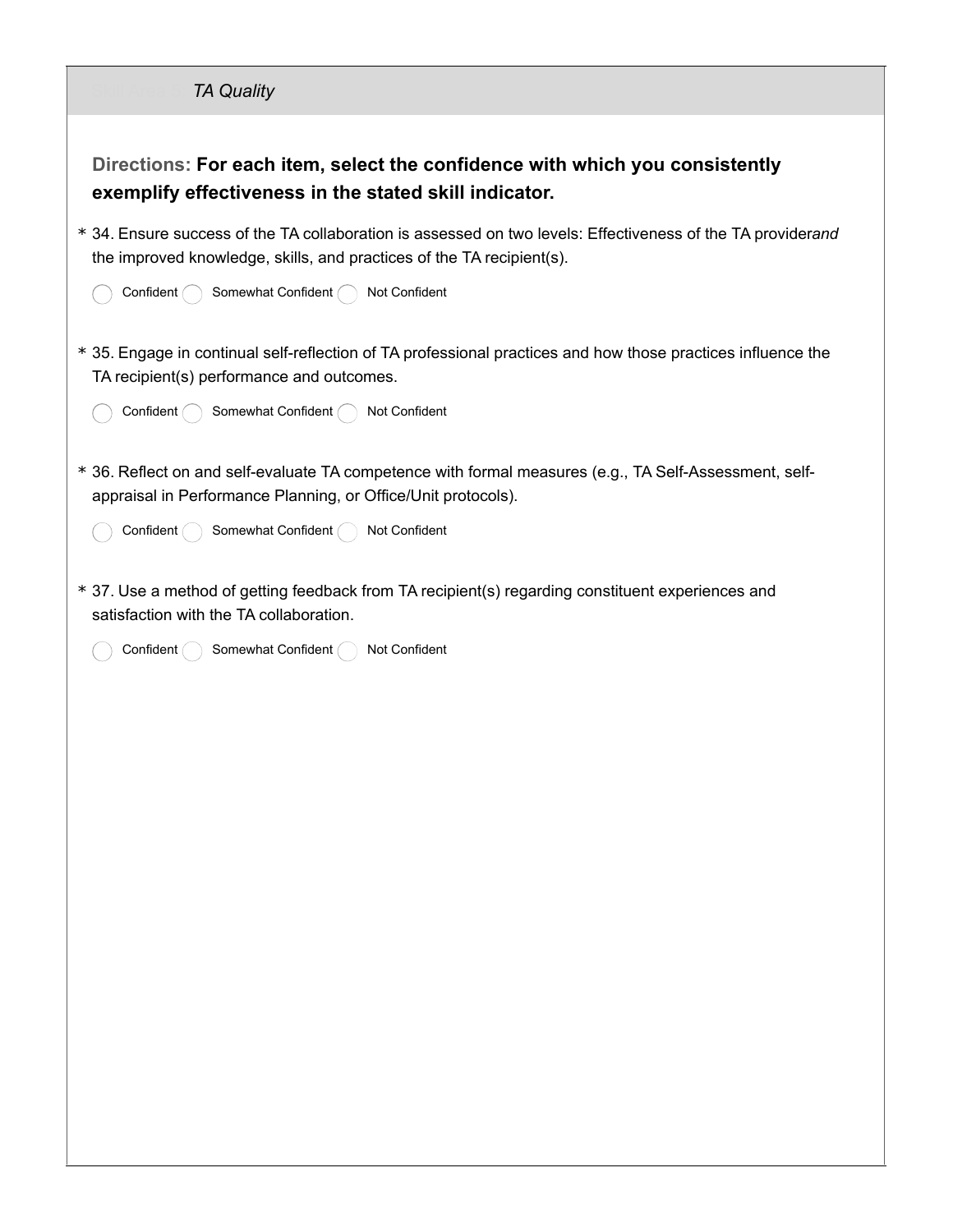*TA Quality*

**Directions: For each item, select the confidence with which you consistently exemplify effectiveness in the stated skill indicator.**

\* 34. Ensure success of the TA collaboration is assessed on two levels: Effectiveness of the TA provider *and* the improved knowledge, skills, and practices of the TA recipient(s).

○ Confident ○ Somewhat Confident ○ Not Confident

\* 35. Engage in continual self-reflection of TA professional practices and how those practices influence the TA recipient(s) performance and outcomes.

○ Confident ○ Somewhat Confident ○ Not Confident

\* 36. Reflect on and self-evaluate TA competence with formal measures (e.g., TA Self-Assessment, self-appraisal in Performance Planning, or Office/Unit protocols).

○ Confident ○ Somewhat Confident ○ Not Confident

\* 37. Use a method of getting feedback from TA recipient(s) regarding constituent experiences and satisfaction with the TA collaboration.

○ Confident ○ Somewhat Confident ○ Not Confident